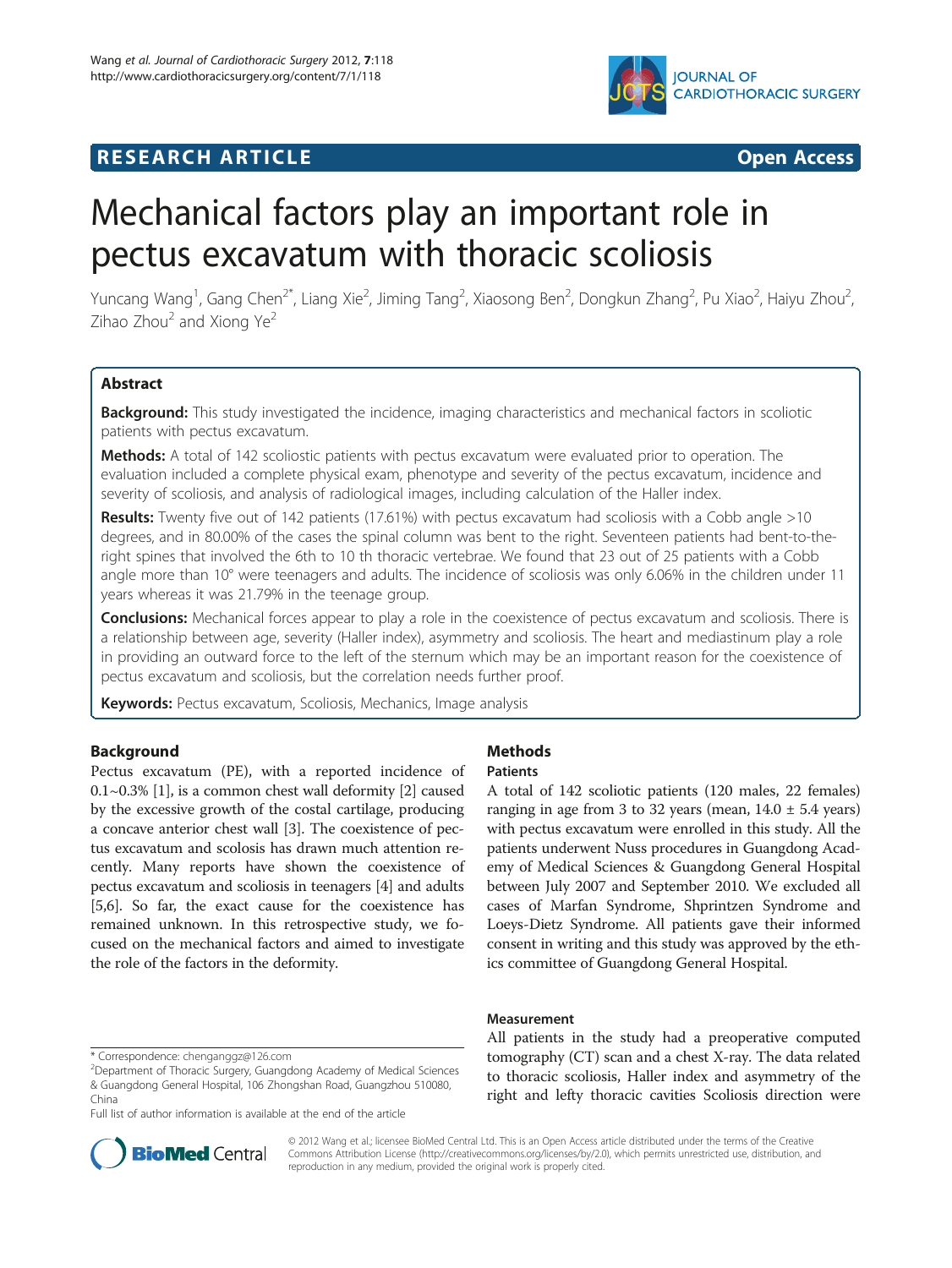RESEARCH ARTICLE Open Access

# Mechanical factors play an important role in pectus excavatum with thoracic scoliosis

Yuncang Wang[1], Gang Chen[2*], Liang Xie[2], Jiming Tang[2], Xiaosong Ben[2], Dongkun Zhang[2], Pu Xiao[2], Haiyu Zhou[2], Zihao Zhou[2] and Xiong Ye[2]

## Abstract

**Background:** This study investigated the incidence, imaging characteristics and mechanical factors in scoliotic patients with pectus excavatum.

**Methods:** A total of 142 scoliostic patients with pectus excavatum were evaluated prior to operation. The evaluation included a complete physical exam, phenotype and severity of the pectus excavatum, incidence and severity of scoliosis, and analysis of radiological images, including calculation of the Haller index.

**Results:** Twenty five out of 142 patients (17.61%) with pectus excavatum had scoliosis with a Cobb angle >10 degrees, and in 80.00% of the cases the spinal column was bent to the right. Seventeen patients had bent-to-the-right spines that involved the 6th to 10 th thoracic vertebrae. We found that 23 out of 25 patients with a Cobb angle more than 10° were teenagers and adults. The incidence of scoliosis was only 6.06% in the children under 11 years whereas it was 21.79% in the teenage group.

**Conclusions:** Mechanical forces appear to play a role in the coexistence of pectus excavatum and scoliosis. There is a relationship between age, severity (Haller index), asymmetry and scoliosis. The heart and mediastinum play a role in providing an outward force to the left of the sternum which may be an important reason for the coexistence of pectus excavatum and scoliosis, but the correlation needs further proof.

**Keywords:** Pectus excavatum, Scoliosis, Mechanics, Image analysis

## Background

Pectus excavatum (PE), with a reported incidence of 0.1~0.3% [1], is a common chest wall deformity [2] caused by the excessive growth of the costal cartilage, producing a concave anterior chest wall [3]. The coexistence of pectus excavatum and scolosis has drawn much attention recently. Many reports have shown the coexistence of pectus excavatum and scoliosis in teenagers [4] and adults [5,6]. So far, the exact cause for the coexistence has remained unknown. In this retrospective study, we focused on the mechanical factors and aimed to investigate the role of the factors in the deformity.

## Methods

### Patients

A total of 142 scoliotic patients (120 males, 22 females) ranging in age from 3 to 32 years (mean, 14.0 ± 5.4 years) with pectus excavatum were enrolled in this study. All the patients underwent Nuss procedures in Guangdong Academy of Medical Sciences & Guangdong General Hospital between July 2007 and September 2010. We excluded all cases of Marfan Syndrome, Shprintzen Syndrome and Loeys-Dietz Syndrome. All patients gave their informed consent in writing and this study was approved by the ethics committee of Guangdong General Hospital.

### Measurement

All patients in the study had a preoperative computed tomography (CT) scan and a chest X-ray. The data related to thoracic scoliosis, Haller index and asymmetry of the right and lefty thoracic cavities Scoliosis direction were

\* Correspondence: chenganggz@126.com
[2]Department of Thoracic Surgery, Guangdong Academy of Medical Sciences & Guangdong General Hospital, 106 Zhongshan Road, Guangzhou 510080, China
Full list of author information is available at the end of the article

© 2012 Wang et al.; licensee BioMed Central Ltd. This is an Open Access article distributed under the terms of the Creative Commons Attribution License (http://creativecommons.org/licenses/by/2.0), which permits unrestricted use, distribution, and reproduction in any medium, provided the original work is properly cited.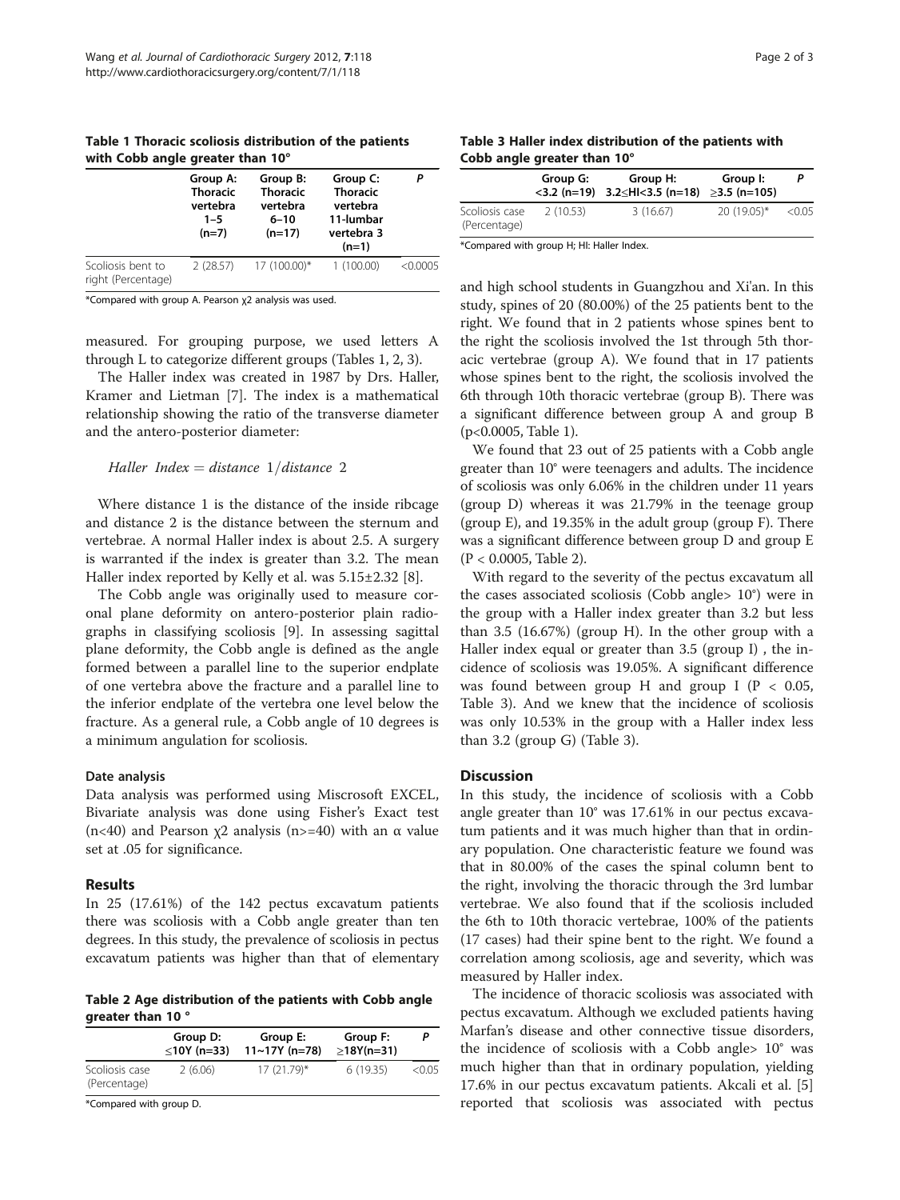Table 1 Thoracic scoliosis distribution of the patients with Cobb angle greater than 10°

| | Group A: Thoracic vertebra 1–5 (n=7) | Group B: Thoracic vertebra 6–10 (n=17) | Group C: Thoracic vertebra 11-lumbar vertebra 3 (n=1) | P |
|---|---|---|---|---|
| Scoliosis bent to right (Percentage) | 2 (28.57) | 17 (100.00)* | 1 (100.00) | <0.0005 |

*Compared with group A. Pearson χ2 analysis was used.

measured. For grouping purpose, we used letters A through L to categorize different groups (Tables 1, 2, 3).

The Haller index was created in 1987 by Drs. Haller, Kramer and Lietman [7]. The index is a mathematical relationship showing the ratio of the transverse diameter and the antero-posterior diameter:

$$Haller\ Index = distance\ 1/distance\ 2$$

Where distance 1 is the distance of the inside ribcage and distance 2 is the distance between the sternum and vertebrae. A normal Haller index is about 2.5. A surgery is warranted if the index is greater than 3.2. The mean Haller index reported by Kelly et al. was 5.15±2.32 [8].

The Cobb angle was originally used to measure coronal plane deformity on antero-posterior plain radiographs in classifying scoliosis [9]. In assessing sagittal plane deformity, the Cobb angle is defined as the angle formed between a parallel line to the superior endplate of one vertebra above the fracture and a parallel line to the inferior endplate of the vertebra one level below the fracture. As a general rule, a Cobb angle of 10 degrees is a minimum angulation for scoliosis.

### Date analysis

Data analysis was performed using Miscrosoft EXCEL, Bivariate analysis was done using Fisher's Exact test (n<40) and Pearson χ2 analysis (n>=40) with an α value set at .05 for significance.

## Results

In 25 (17.61%) of the 142 pectus excavatum patients there was scoliosis with a Cobb angle greater than ten degrees. In this study, the prevalence of scoliosis in pectus excavatum patients was higher than that of elementary and high school students in Guangzhou and Xi'an. In this study, spines of 20 (80.00%) of the 25 patients bent to the right. We found that in 2 patients whose spines bent to the right the scoliosis involved the 1st through 5th thoracic vertebrae (group A). We found that in 17 patients whose spines bent to the right, the scoliosis involved the 6th through 10th thoracic vertebrae (group B). There was a significant difference between group A and group B (p<0.0005, Table 1).

Table 2 Age distribution of the patients with Cobb angle greater than 10 °

| | Group D: ≤10Y (n=33) | Group E: 11~17Y (n=78) | Group F: ≥18Y(n=31) | P |
|---|---|---|---|---|
| Scoliosis case (Percentage) | 2 (6.06) | 17 (21.79)* | 6 (19.35) | <0.05 |

*Compared with group D.

Table 3 Haller index distribution of the patients with Cobb angle greater than 10°

| | Group G: <3.2 (n=19) | Group H: 3.2≤HI<3.5 (n=18) | Group I: ≥3.5 (n=105) | P |
|---|---|---|---|---|
| Scoliosis case (Percentage) | 2 (10.53) | 3 (16.67) | 20 (19.05)* | <0.05 |

*Compared with group H; HI: Haller Index.

We found that 23 out of 25 patients with a Cobb angle greater than 10° were teenagers and adults. The incidence of scoliosis was only 6.06% in the children under 11 years (group D) whereas it was 21.79% in the teenage group (group E), and 19.35% in the adult group (group F). There was a significant difference between group D and group E (P < 0.0005, Table 2).

With regard to the severity of the pectus excavatum all the cases associated scoliosis (Cobb angle> 10°) were in the group with a Haller index greater than 3.2 but less than 3.5 (16.67%) (group H). In the other group with a Haller index equal or greater than 3.5 (group I) , the incidence of scoliosis was 19.05%. A significant difference was found between group H and group I (P < 0.05, Table 3). And we knew that the incidence of scoliosis was only 10.53% in the group with a Haller index less than 3.2 (group G) (Table 3).

## Discussion

In this study, the incidence of scoliosis with a Cobb angle greater than 10° was 17.61% in our pectus excavatum patients and it was much higher than that in ordinary population. One characteristic feature we found was that in 80.00% of the cases the spinal column bent to the right, involving the thoracic through the 3rd lumbar vertebrae. We also found that if the scoliosis included the 6th to 10th thoracic vertebrae, 100% of the patients (17 cases) had their spine bent to the right. We found a correlation among scoliosis, age and severity, which was measured by Haller index.

The incidence of thoracic scoliosis was associated with pectus excavatum. Although we excluded patients having Marfan's disease and other connective tissue disorders, the incidence of scoliosis with a Cobb angle> 10° was much higher than that in ordinary population, yielding 17.6% in our pectus excavatum patients. Akcali et al. [5] reported that scoliosis was associated with pectus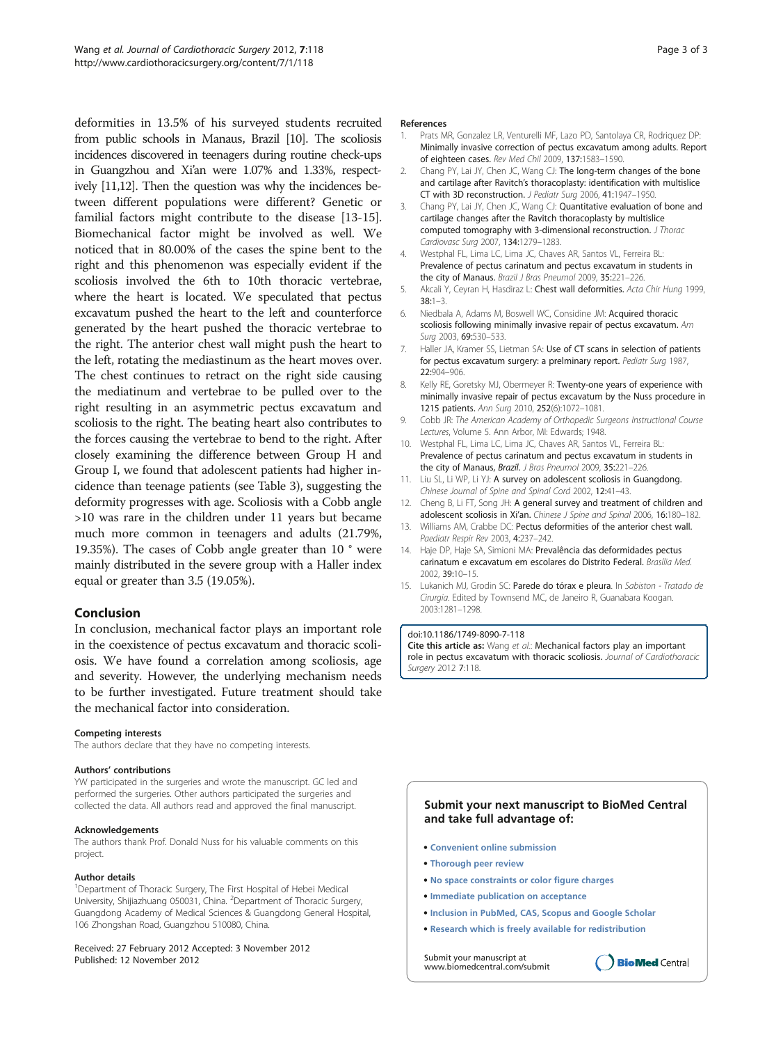deformities in 13.5% of his surveyed students recruited from public schools in Manaus, Brazil [10]. The scoliosis incidences discovered in teenagers during routine check-ups in Guangzhou and Xi'an were 1.07% and 1.33%, respectively [11,12]. Then the question was why the incidences between different populations were different? Genetic or familial factors might contribute to the disease [13-15]. Biomechanical factor might be involved as well. We noticed that in 80.00% of the cases the spine bent to the right and this phenomenon was especially evident if the scoliosis involved the 6th to 10th thoracic vertebrae, where the heart is located. We speculated that pectus excavatum pushed the heart to the left and counterforce generated by the heart pushed the thoracic vertebrae to the right. The anterior chest wall might push the heart to the left, rotating the mediastinum as the heart moves over. The chest continues to retract on the right side causing the mediatinum and vertebrae to be pulled over to the right resulting in an asymmetric pectus excavatum and scoliosis to the right. The beating heart also contributes to the forces causing the vertebrae to bend to the right. After closely examining the difference between Group H and Group I, we found that adolescent patients had higher incidence than teenage patients (see Table 3), suggesting the deformity progresses with age. Scoliosis with a Cobb angle >10 was rare in the children under 11 years but became much more common in teenagers and adults (21.79%, 19.35%). The cases of Cobb angle greater than 10 ° were mainly distributed in the severe group with a Haller index equal or greater than 3.5 (19.05%).

## Conclusion

In conclusion, mechanical factor plays an important role in the coexistence of pectus excavatum and thoracic scoliosis. We have found a correlation among scoliosis, age and severity. However, the underlying mechanism needs to be further investigated. Future treatment should take the mechanical factor into consideration.

#### Competing interests

The authors declare that they have no competing interests.

#### Authors' contributions

YW participated in the surgeries and wrote the manuscript. GC led and performed the surgeries. Other authors participated the surgeries and collected the data. All authors read and approved the final manuscript.

#### Acknowledgements

The authors thank Prof. Donald Nuss for his valuable comments on this project.

#### Author details

[1]Department of Thoracic Surgery, The First Hospital of Hebei Medical University, Shijiazhuang 050031, China. [2]Department of Thoracic Surgery, Guangdong Academy of Medical Sciences & Guangdong General Hospital, 106 Zhongshan Road, Guangzhou 510080, China.

Received: 27 February 2012 Accepted: 3 November 2012
Published: 12 November 2012

#### References

1. Prats MR, Gonzalez LR, Venturelli MF, Lazo PD, Santolaya CR, Rodriquez DP: **Minimally invasive correction of pectus excavatum among adults. Report of eighteen cases.** *Rev Med Chil* 2009, **137**:1583–1590.
2. Chang PY, Lai JY, Chen JC, Wang CJ: **The long-term changes of the bone and cartilage after Ravitch's thoracoplasty: identification with multislice CT with 3D reconstruction.** *J Pediatr Surg* 2006, **41**:1947–1950.
3. Chang PY, Lai JY, Chen JC, Wang CJ: **Quantitative evaluation of bone and cartilage changes after the Ravitch thoracoplasty by multislice computed tomography with 3-dimensional reconstruction.** *J Thorac Cardiovasc Surg* 2007, **134**:1279–1283.
4. Westphal FL, Lima LC, Lima JC, Chaves AR, Santos VL, Ferreira BL: **Prevalence of pectus carinatum and pectus excavatum in students in the city of Manaus.** *Brazil J Bras Pneumol* 2009, **35**:221–226.
5. Akcali Y, Ceyran H, Hasdiraz L: **Chest wall deformities.** *Acta Chir Hung* 1999, **38**:1–3.
6. Niedbala A, Adams M, Boswell WC, Considine JM: **Acquired thoracic scoliosis following minimally invasive repair of pectus excavatum.** *Am Surg* 2003, **69**:530–533.
7. Haller JA, Kramer SS, Lietman SA: **Use of CT scans in selection of patients for pectus excavatum surgery: a prelminary report.** *Pediatr Surg* 1987, **22**:904–906.
8. Kelly RE, Goretsky MJ, Obermeyer R: **Twenty-one years of experience with minimally invasive repair of pectus excavatum by the Nuss procedure in 1215 patients.** *Ann Surg* 2010, **252**(6):1072–1081.
9. Cobb JR: *The American Academy of Orthopedic Surgeons Instructional Course Lectures*, Volume 5. Ann Arbor, MI: Edwards; 1948.
10. Westphal FL, Lima LC, Lima JC, Chaves AR, Santos VL, Ferreira BL: **Prevalence of pectus carinatum and pectus excavatum in students in the city of Manaus, Brazil.** *J Bras Pneumol* 2009, **35**:221–226.
11. Liu SL, Li WP, Li YJ: **A survey on adolescent scoliosis in Guangdong.** *Chinese Journal of Spine and Spinal Cord* 2002, **12**:41–43.
12. Cheng B, Li FT, Song JH: **A general survey and treatment of children and adolescent scoliosis in Xi'an.** *Chinese J Spine and Spinal* 2006, **16**:180–182.
13. Williams AM, Crabbe DC: **Pectus deformities of the anterior chest wall.** *Paediatr Respir Rev* 2003, **4**:237–242.
14. Haje DP, Haje SA, Simioni MA: **Prevalência das deformidades pectus carinatum e excavatum em escolares do Distrito Federal.** *Brasília Med.* 2002, **39**:10–15.
15. Lukanich MJ, Grodin SC: **Parede do tórax e pleura**. In *Sabiston - Tratado de Cirurgia*. Edited by Townsend MC, de Janeiro R, Guanabara Koogan. 2003:1281–1298.

doi:10.1186/1749-8090-7-118
**Cite this article as:** Wang *et al.*: Mechanical factors play an important role in pectus excavatum with thoracic scoliosis. *Journal of Cardiothoracic Surgery* 2012 **7**:118.

**Submit your next manuscript to BioMed Central and take full advantage of:**

- **Convenient online submission**
- **Thorough peer review**
- **No space constraints or color figure charges**
- **Immediate publication on acceptance**
- **Inclusion in PubMed, CAS, Scopus and Google Scholar**
- **Research which is freely available for redistribution**

Submit your manuscript at
www.biomedcentral.com/submit

BioMed Central